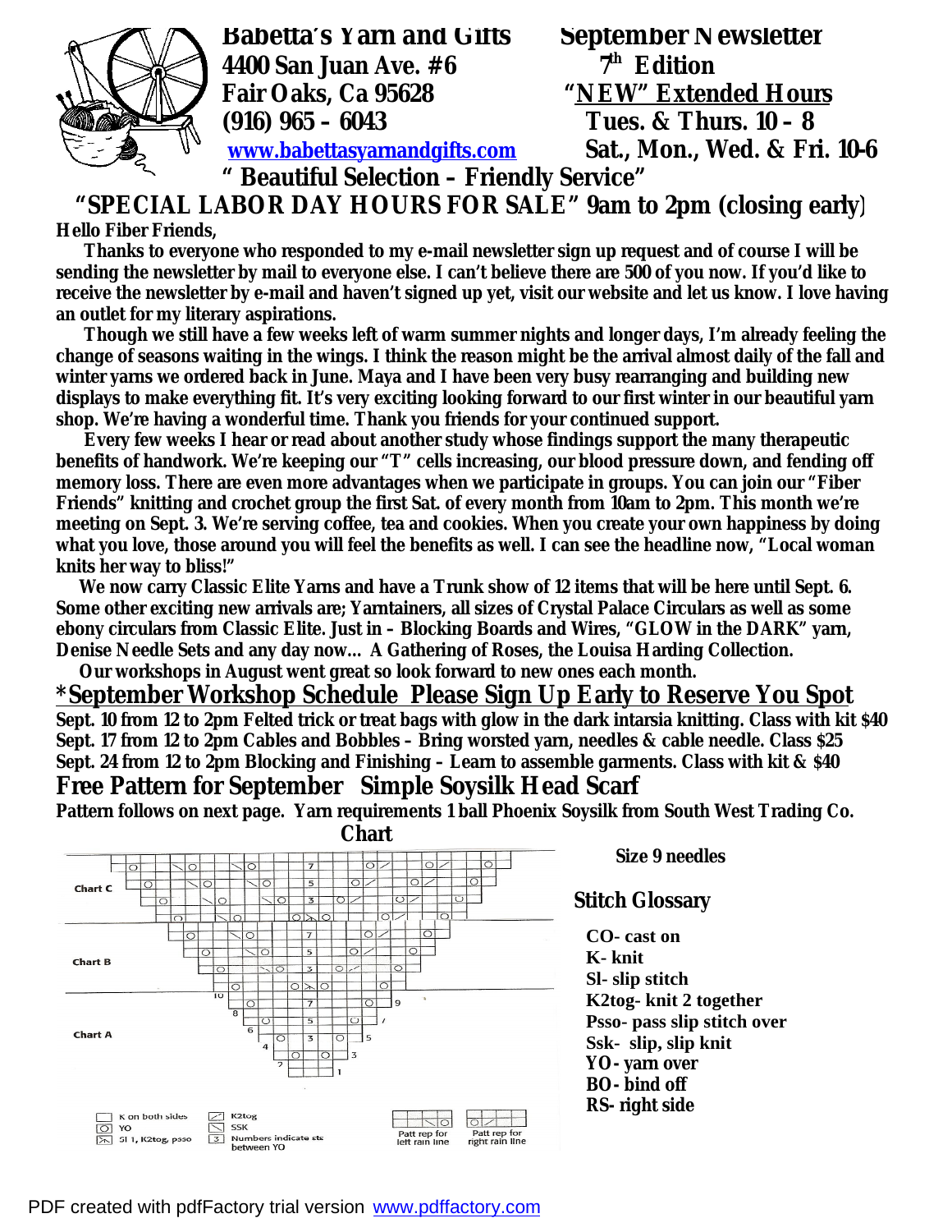# Babetta's Yarn and Gifts

**4400 San Juan Ave. #6**
**Fair Oaks, Ca 95628**
**(916) 965 – 6043**
**www.babettasyarnandgifts.com**

**September Newsletter**
**7th Edition**
**"NEW" Extended Hours**
**Tues. & Thurs. 10 – 8**
**Sat., Mon., Wed. & Fri. 10-6**

**" Beautiful Selection – Friendly Service"**

## "SPECIAL LABOR DAY HOURS FOR SALE" 9am to 2pm (closing early)

**Hello Fiber Friends,**

Thanks to everyone who responded to my e-mail newsletter sign up request and of course I will be sending the newsletter by mail to everyone else. I can't believe there are 500 of you now. If you'd like to receive the newsletter by e-mail and haven't signed up yet, visit our website and let us know. I love having an outlet for my literary aspirations.

Though we still have a few weeks left of warm summer nights and longer days, I'm already feeling the change of seasons waiting in the wings. I think the reason might be the arrival almost daily of the fall and winter yarns we ordered back in June. Maya and I have been very busy rearranging and building new displays to make everything fit. It's very exciting looking forward to our first winter in our beautiful yarn shop. We're having a wonderful time. Thank you friends for your continued support.

Every few weeks I hear or read about another study whose findings support the many therapeutic benefits of handwork. We're keeping our "T" cells increasing, our blood pressure down, and fending off memory loss. There are even more advantages when we participate in groups. You can join our "Fiber Friends" knitting and crochet group the first Sat. of every month from 10am to 2pm. This month we're meeting on Sept. 3. We're serving coffee, tea and cookies. When you create your own happiness by doing what you love, those around you will feel the benefits as well. I can see the headline now, "Local woman knits her way to bliss!"

We now carry Classic Elite Yarns and have a Trunk show of 12 items that will be here until Sept. 6. Some other exciting new arrivals are; Yarntainers, all sizes of Crystal Palace Circulars as well as some ebony circulars from Classic Elite. Just in – Blocking Boards and Wires, "GLOW in the DARK" yarn, Denise Needle Sets and any day now… A Gathering of Roses, the Louisa Harding Collection.

Our workshops in August went great so look forward to new ones each month.

## *September Workshop Schedule Please Sign Up Early to Reserve You Spot

**Sept. 10 from 12 to 2pm Felted trick or treat bags with glow in the dark intarsia knitting. Class with kit $40**
**Sept. 17 from 12 to 2pm Cables and Bobbles – Bring worsted yarn, needles & cable needle. Class $25**
**Sept. 24 from 12 to 2pm Blocking and Finishing – Learn to assemble garments. Class with kit & $40**

## Free Pattern for September Simple Soysilk Head Scarf

**Pattern follows on next page. Yarn requirements 1 ball Phoenix Soysilk from South West Trading Co.**

**Chart**

Chart C
Chart B
Chart A

K on both sides; YO; Sl 1, K2tog, psso; K2tog; SSK; Numbers indicate sts between YO

Patt rep for left rain line; Patt rep for right rain line

**Size 9 needles**

### Stitch Glossary

- **CO- cast on**
- **K- knit**
- **Sl- slip stitch**
- **K2tog- knit 2 together**
- **Psso- pass slip stitch over**
- **Ssk- slip, slip knit**
- **YO- yarn over**
- **BO- bind off**
- **RS- right side**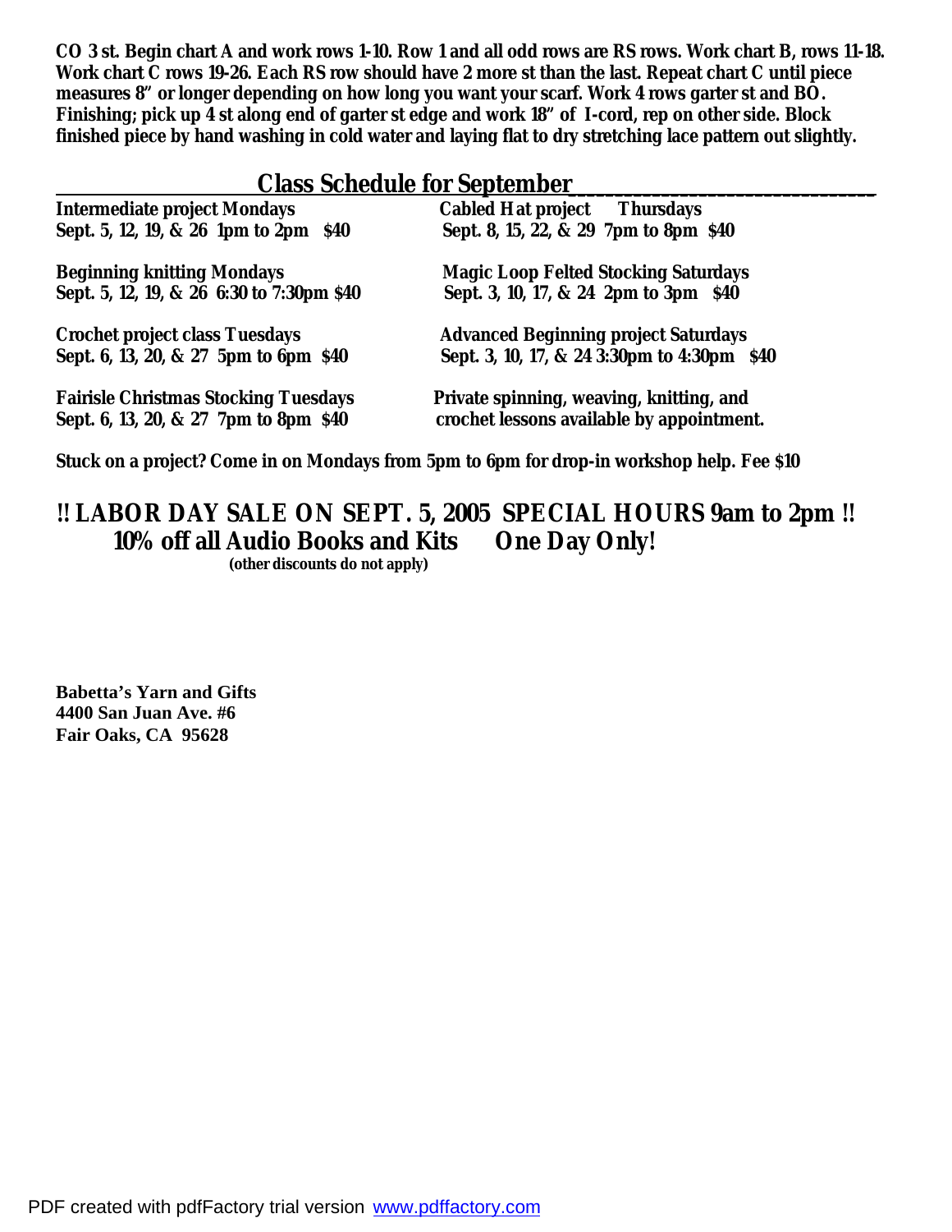**CO 3 st. Begin chart A and work rows 1-10. Row 1 and all odd rows are RS rows. Work chart B, rows 11-18. Work chart C rows 19-26. Each RS row should have 2 more st than the last. Repeat chart C until piece measures 8" or longer depending on how long you want your scarf. Work 4 rows garter st and BO. Finishing; pick up 4 st along end of garter st edge and work 18" of I-cord, rep on other side. Block finished piece by hand washing in cold water and laying flat to dry stretching lace pattern out slightly.**

## Class Schedule for September

**Intermediate project Mondays**
**Sept. 5, 12, 19, & 26 1pm to 2pm $40**

**Beginning knitting Mondays**
**Sept. 5, 12, 19, & 26 6:30 to 7:30pm $40**

**Crochet project class Tuesdays**
**Sept. 6, 13, 20, & 27 5pm to 6pm $40**

**Fairisle Christmas Stocking Tuesdays**
**Sept. 6, 13, 20, & 27 7pm to 8pm $40**

**Cabled Hat project Thursdays**
**Sept. 8, 15, 22, & 29 7pm to 8pm $40**

**Magic Loop Felted Stocking Saturdays**
**Sept. 3, 10, 17, & 24 2pm to 3pm $40**

**Advanced Beginning project Saturdays**
**Sept. 3, 10, 17, & 24 3:30pm to 4:30pm $40**

**Private spinning, weaving, knitting, and crochet lessons available by appointment.**

**Stuck on a project? Come in on Mondays from 5pm to 6pm for drop-in workshop help. Fee $10**

## !! LABOR DAY SALE ON SEPT. 5, 2005 SPECIAL HOURS 9am to 2pm !!

## 10% off all Audio Books and Kits One Day Only!

**(other discounts do not apply)**

**Babetta's Yarn and Gifts**
**4400 San Juan Ave. #6**
**Fair Oaks, CA 95628**